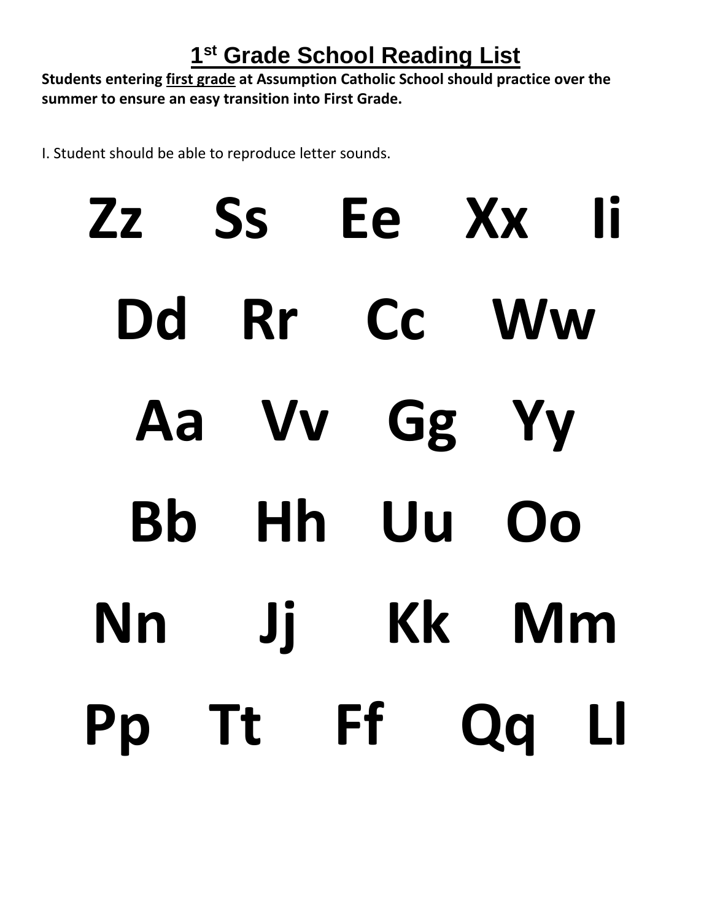# 1st Grade School Reading List

**Students entering first grade at Assumption Catholic School should practice over the summer to ensure an easy transition into First Grade.**

I. Student should be able to reproduce letter sounds.

**Zz Ss Ee Xx Ii**

**Dd Rr Cc Ww**

**Aa Vv Gg Yy**

**Bb Hh Uu Oo**

**Nn Jj Kk Mm**

**Pp Tt Ff Qq Ll**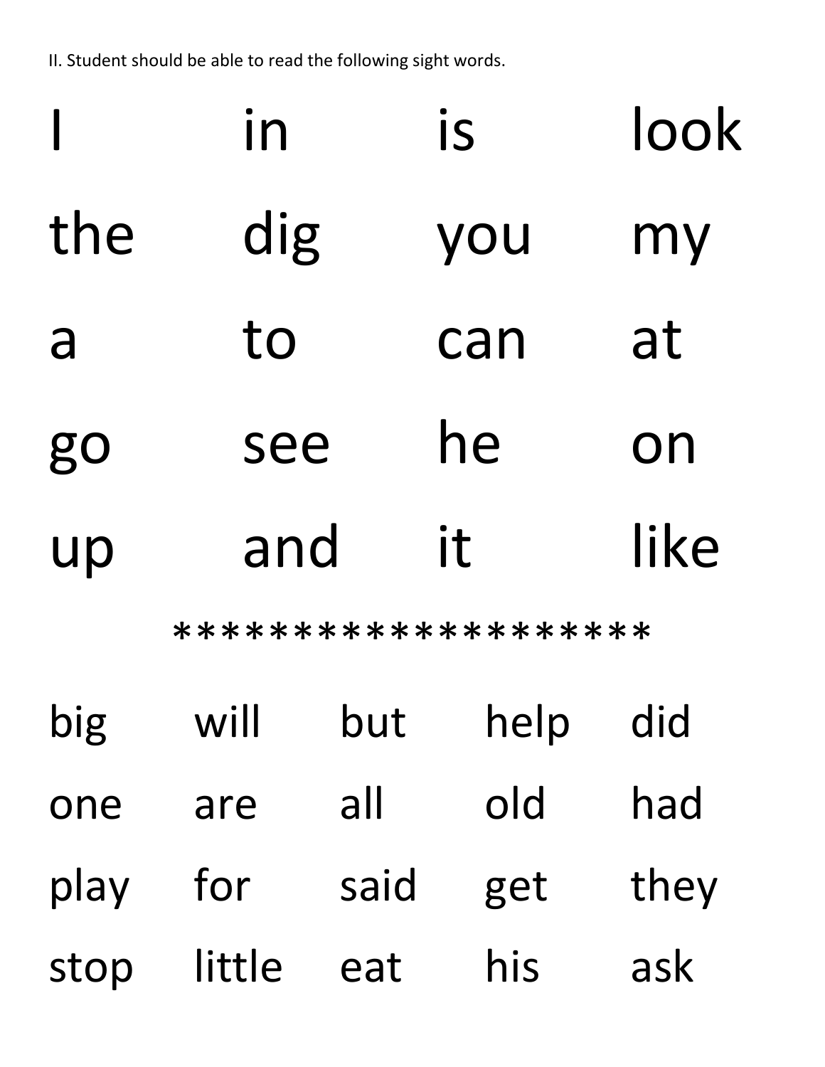II. Student should be able to read the following sight words.

| | | | |
|---|---|---|---|
| I | in | is | look |
| the | dig | you | my |
| a | to | can | at |
| go | see | he | on |
| up | and | it | like |

*********************

| | | | | |
|---|---|---|---|---|
| big | will | but | help | did |
| one | are | all | old | had |
| play | for | said | get | they |
| stop | little | eat | his | ask |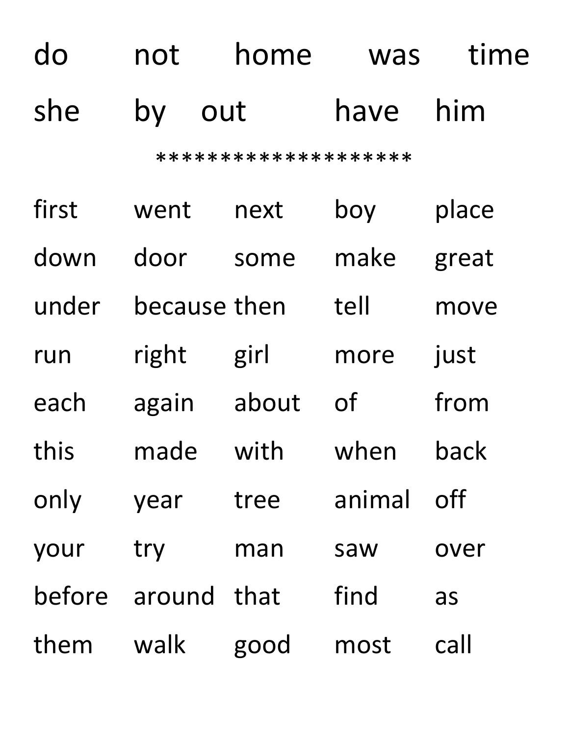| | | | | |
|---|---|---|---|---|
| do | not | home | was | time |
| she | by | out | have | him |

********************

| | | | | |
|---|---|---|---|---|
| first | went | next | boy | place |
| down | door | some | make | great |
| under | because | then | tell | move |
| run | right | girl | more | just |
| each | again | about | of | from |
| this | made | with | when | back |
| only | year | tree | animal | off |
| your | try | man | saw | over |
| before | around | that | find | as |
| them | walk | good | most | call |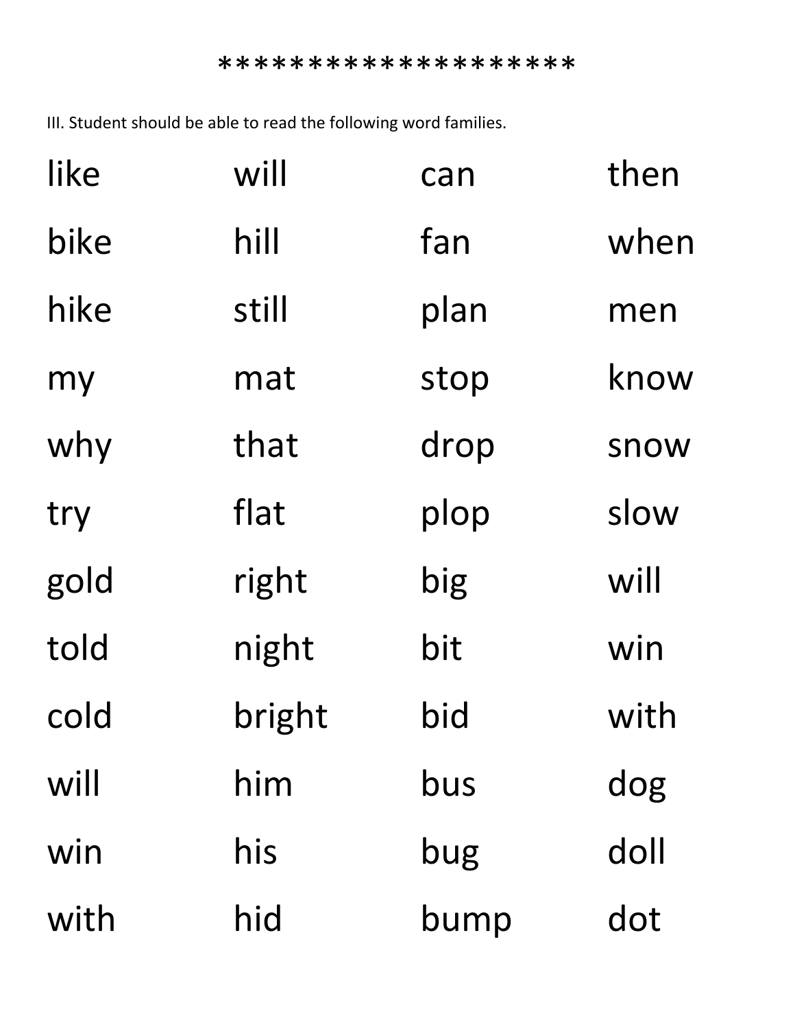*********************

III. Student should be able to read the following word families.

| | | | |
|---|---|---|---|
| like | will | can | then |
| bike | hill | fan | when |
| hike | still | plan | men |
| my | mat | stop | know |
| why | that | drop | snow |
| try | flat | plop | slow |
| gold | right | big | will |
| told | night | bit | win |
| cold | bright | bid | with |
| will | him | bus | dog |
| win | his | bug | doll |
| with | hid | bump | dot |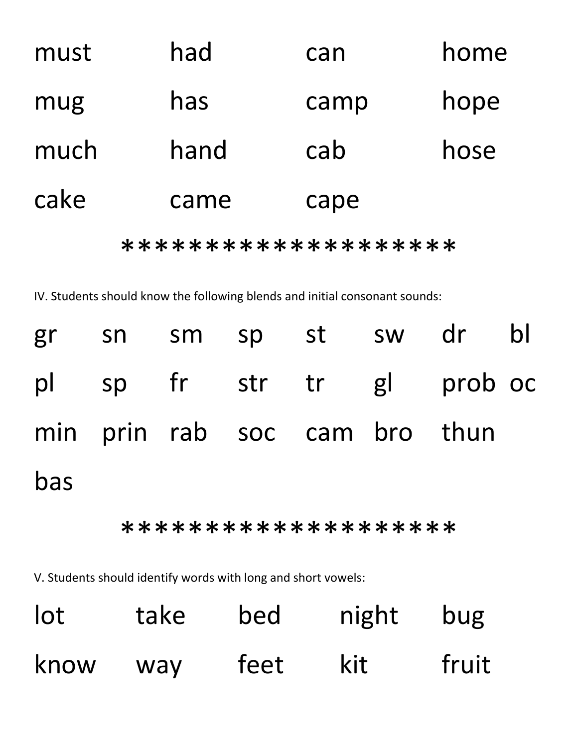| | | | |
|---|---|---|---|
| must | had | can | home |
| mug | has | camp | hope |
| much | hand | cab | hose |
| cake | came | cape | |

*********************

IV. Students should know the following blends and initial consonant sounds:

| | | | | | | | |
|---|---|---|---|---|---|---|---|
| gr | sn | sm | sp | st | sw | dr | bl |
| pl | sp | fr | str | tr | gl | prob | oc |
| min | prin | rab | soc | cam | bro | thun | |
| bas | | | | | | | |

*********************

V. Students should identify words with long and short vowels:

| | | | | |
|---|---|---|---|---|
| lot | take | bed | night | bug |
| know | way | feet | kit | fruit |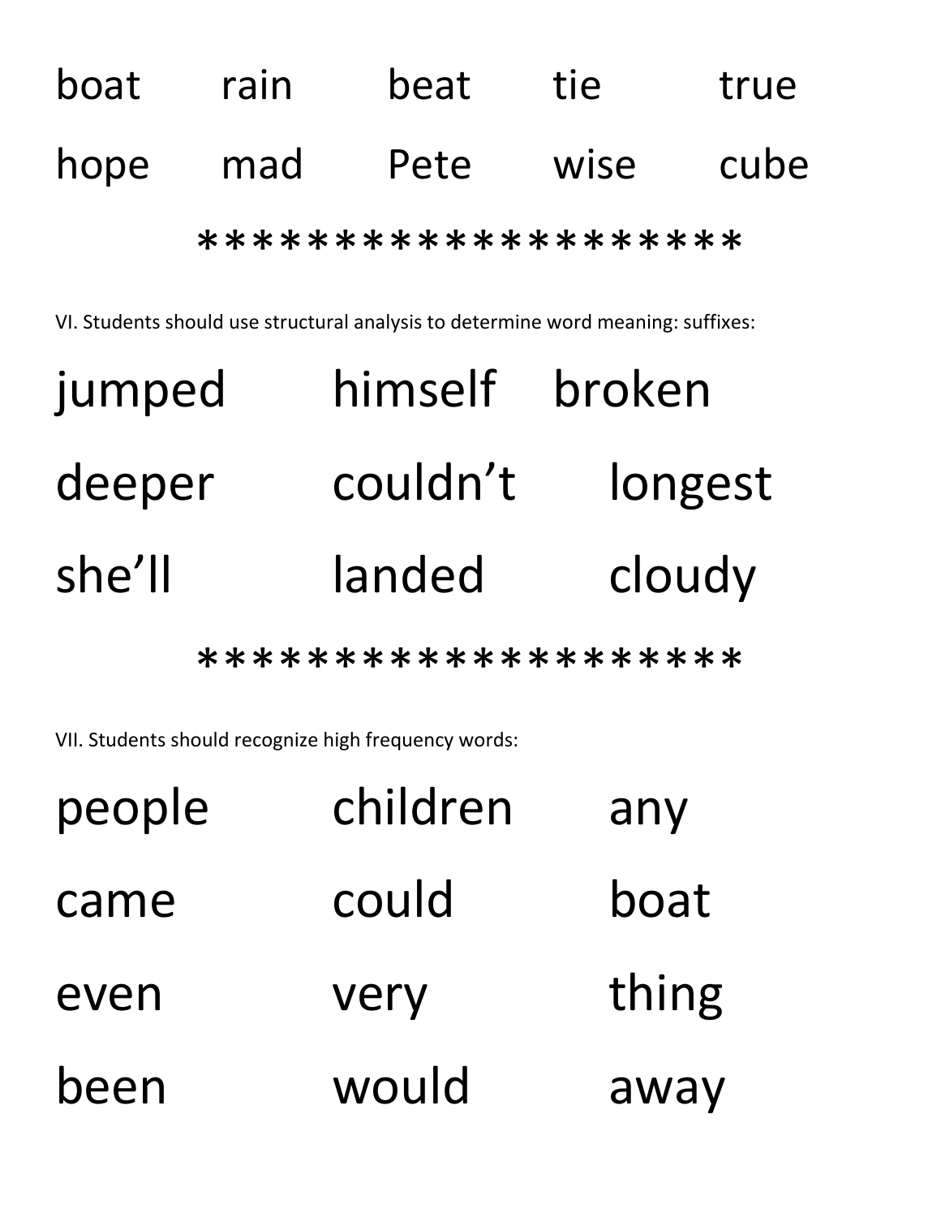| | | | | |
|---|---|---|---|---|
| boat | rain | beat | tie | true |
| hope | mad | Pete | wise | cube |

*********************

VI. Students should use structural analysis to determine word meaning: suffixes:

| | | |
|---|---|---|
| jumped | himself | broken |
| deeper | couldn't | longest |
| she'll | landed | cloudy |

*********************

VII. Students should recognize high frequency words:

| | | |
|---|---|---|
| people | children | any |
| came | could | boat |
| even | very | thing |
| been | would | away |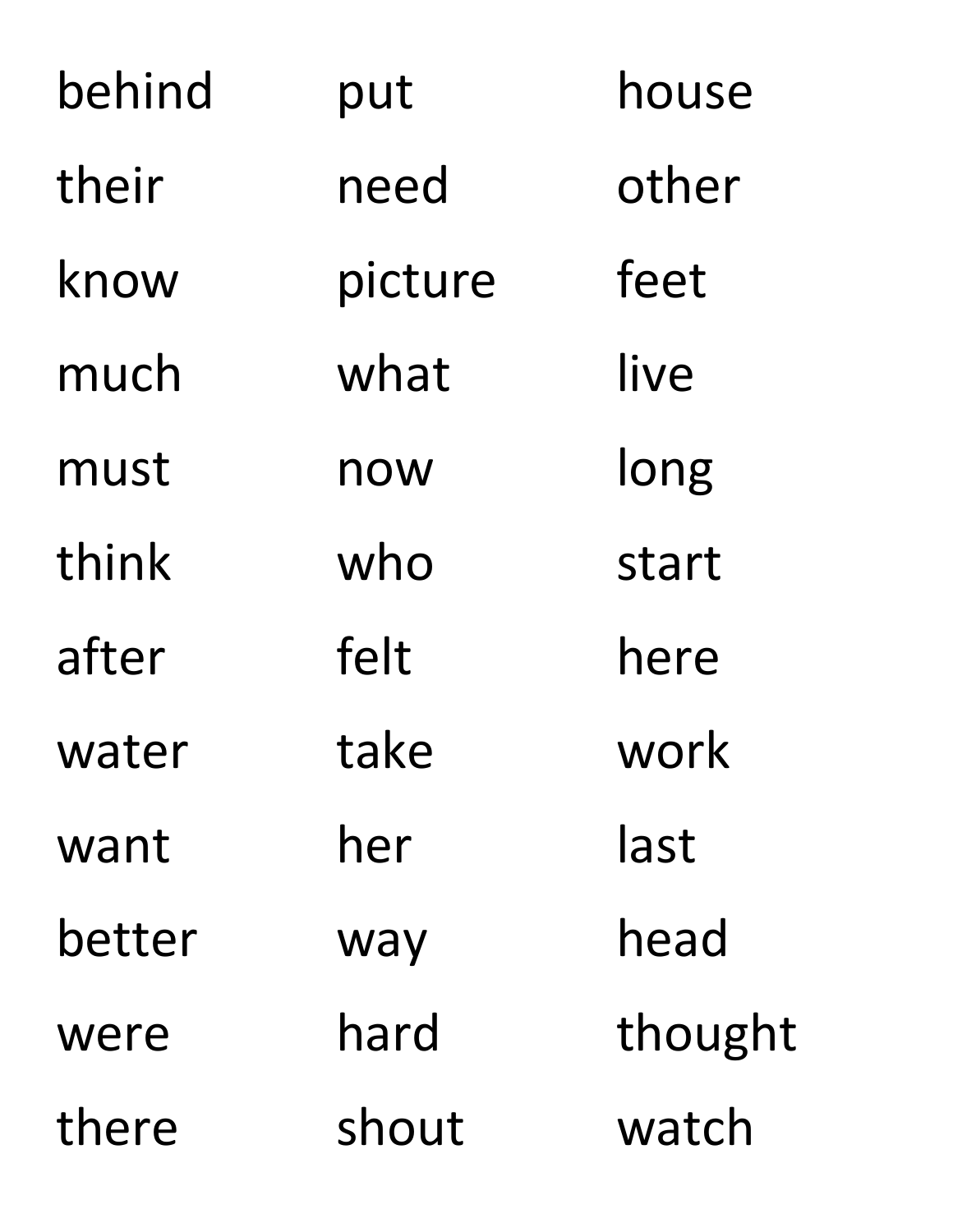behind put house

their need other

know picture feet

much what live

must now long

think who start

after felt here

water take work

want her last

better way head

were hard thought

there shout watch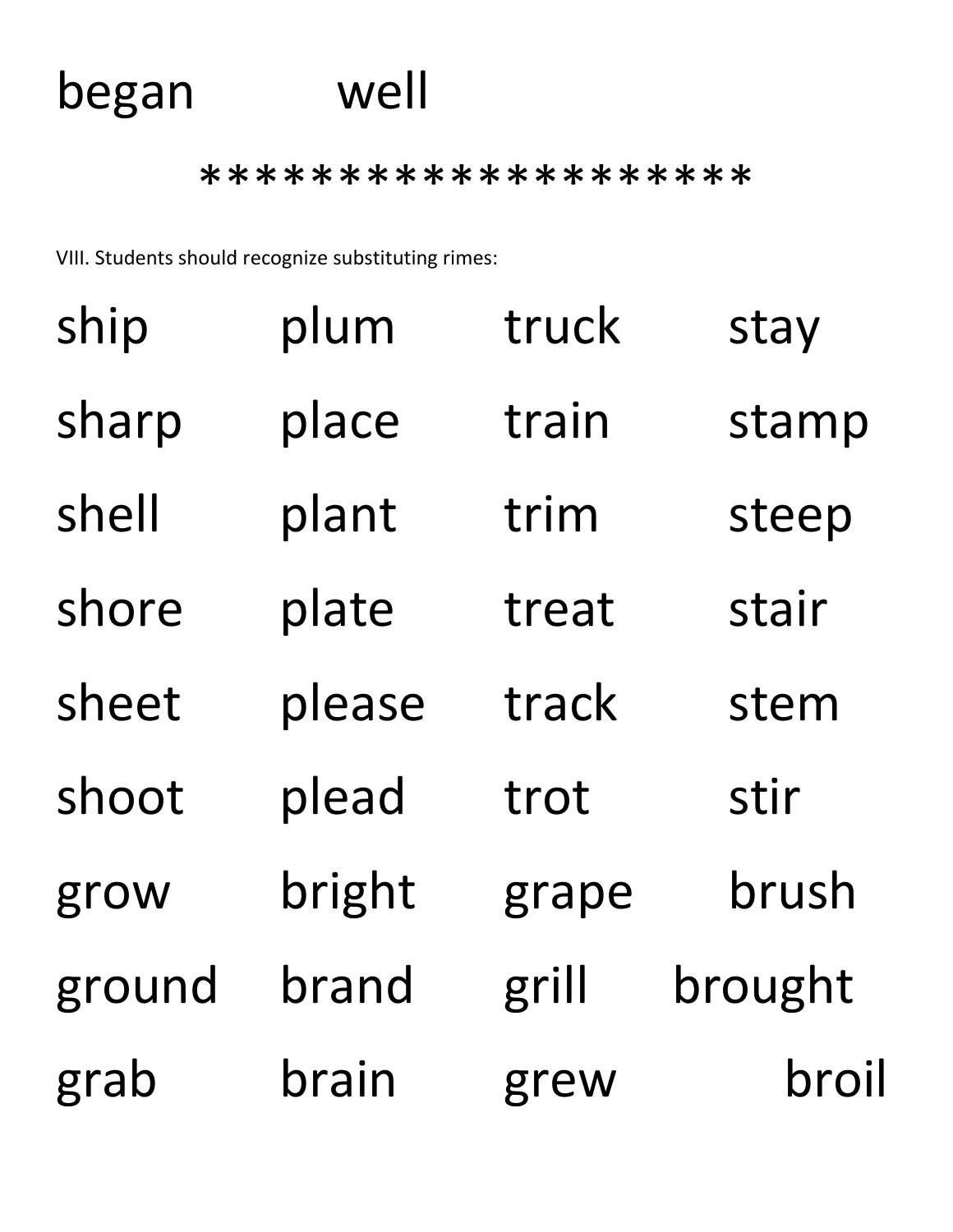began well

*********************

VIII. Students should recognize substituting rimes:

| | | | |
|---|---|---|---|
| ship | plum | truck | stay |
| sharp | place | train | stamp |
| shell | plant | trim | steep |
| shore | plate | treat | stair |
| sheet | please | track | stem |
| shoot | plead | trot | stir |
| grow | bright | grape | brush |
| ground | brand | grill | brought |
| grab | brain | grew | broil |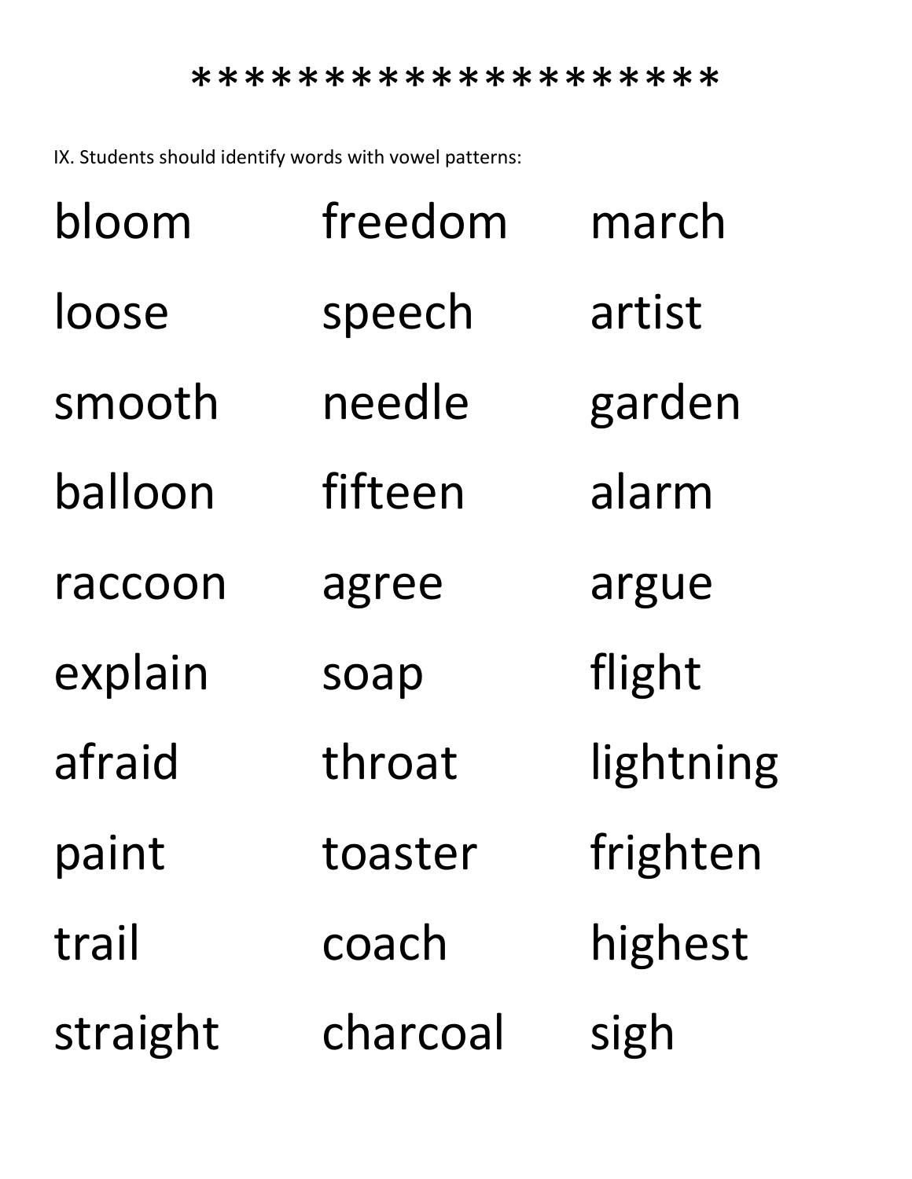*********************

IX. Students should identify words with vowel patterns:

| | | |
|---|---|---|
| bloom | freedom | march |
| loose | speech | artist |
| smooth | needle | garden |
| balloon | fifteen | alarm |
| raccoon | agree | argue |
| explain | soap | flight |
| afraid | throat | lightning |
| paint | toaster | frighten |
| trail | coach | highest |
| straight | charcoal | sigh |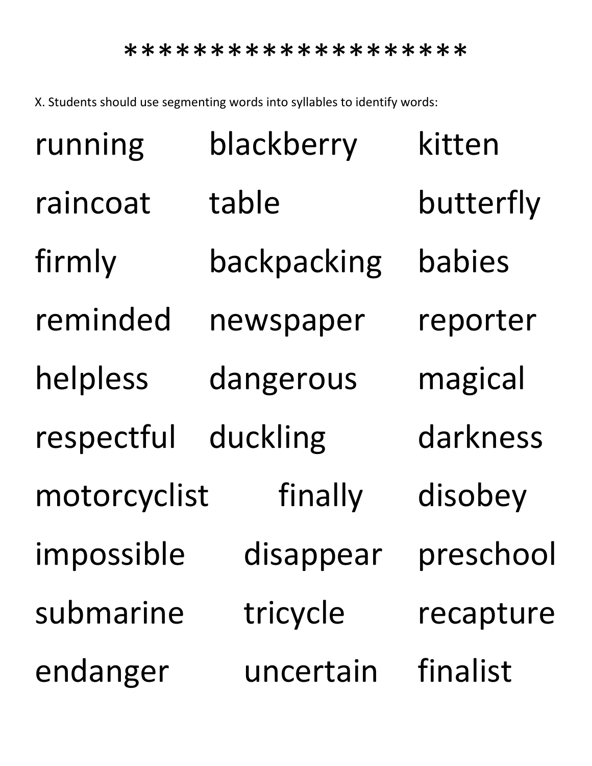*********************

X. Students should use segmenting words into syllables to identify words:

| | | |
|---|---|---|
| running | blackberry | kitten |
| raincoat | table | butterfly |
| firmly | backpacking | babies |
| reminded | newspaper | reporter |
| helpless | dangerous | magical |
| respectful | duckling | darkness |
| motorcyclist | finally | disobey |
| impossible | disappear | preschool |
| submarine | tricycle | recapture |
| endanger | uncertain | finalist |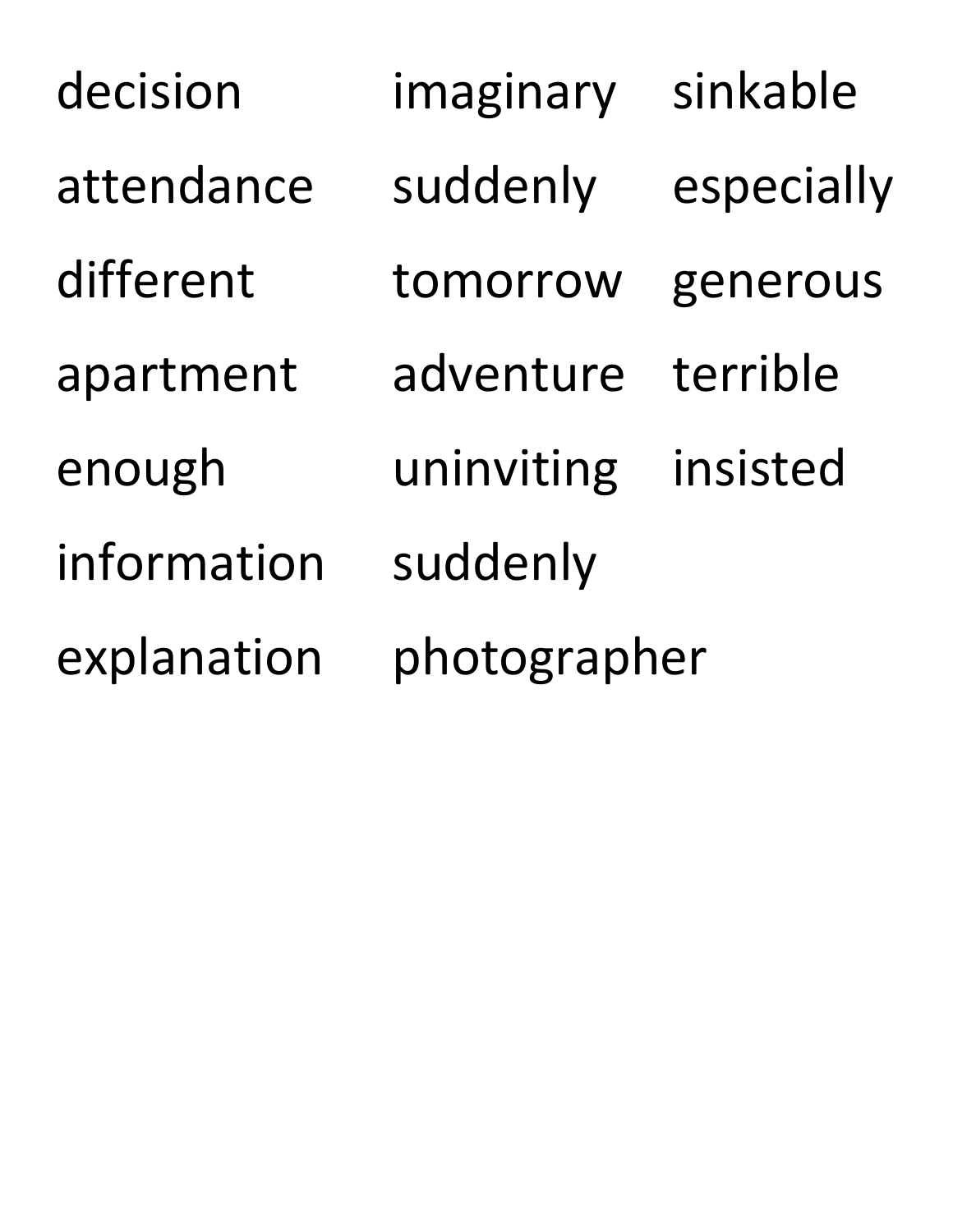| | | |
|---|---|---|
| decision | imaginary | sinkable |
| attendance | suddenly | especially |
| different | tomorrow | generous |
| apartment | adventure | terrible |
| enough | uninviting | insisted |
| information | suddenly | |
| explanation | photographer | |